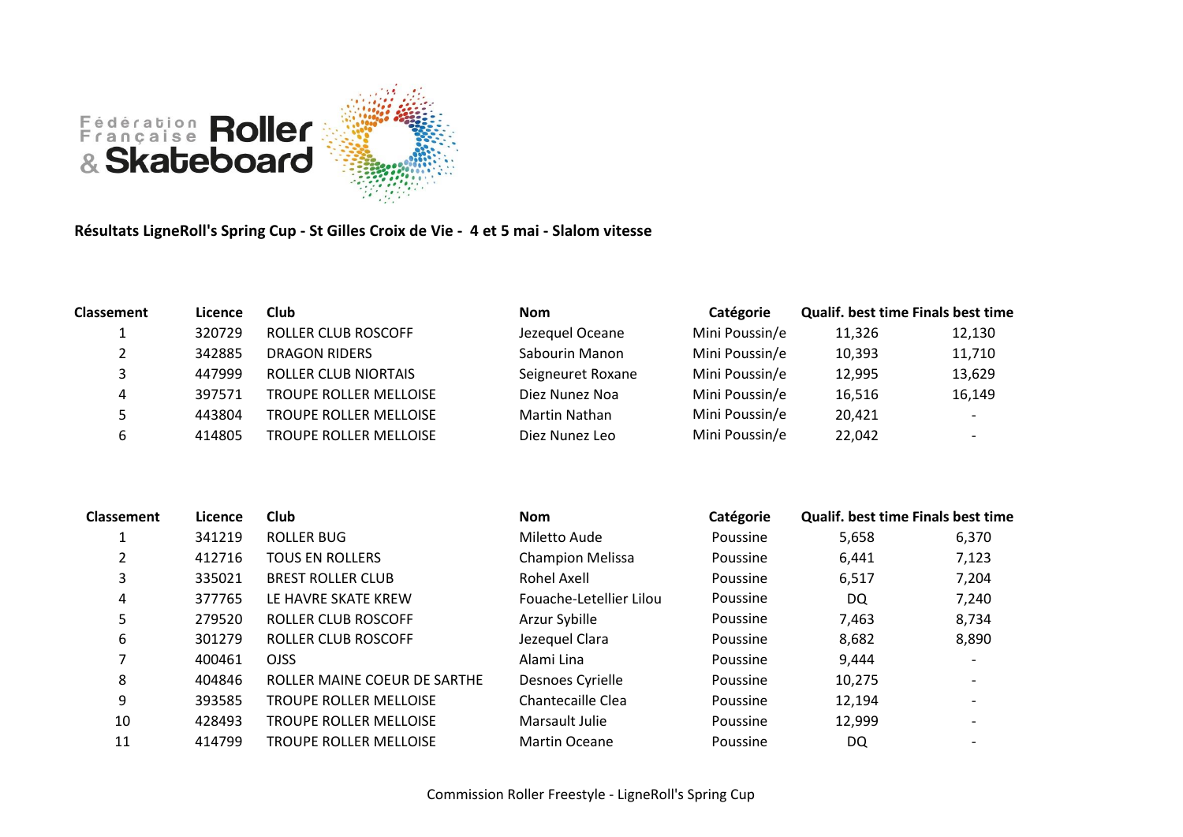Fédération Française Roller & Skateboard

**Résultats LigneRoll's Spring Cup - St Gilles Croix de Vie - 4 et 5 mai - Slalom vitesse**

| Classement | Licence | Club | Nom | Catégorie | Qualif. best time | Finals best time |
|---|---|---|---|---|---|---|
| 1 | 320729 | ROLLER CLUB ROSCOFF | Jezequel Oceane | Mini Poussin/e | 11,326 | 12,130 |
| 2 | 342885 | DRAGON RIDERS | Sabourin Manon | Mini Poussin/e | 10,393 | 11,710 |
| 3 | 447999 | ROLLER CLUB NIORTAIS | Seigneuret Roxane | Mini Poussin/e | 12,995 | 13,629 |
| 4 | 397571 | TROUPE ROLLER MELLOISE | Diez Nunez Noa | Mini Poussin/e | 16,516 | 16,149 |
| 5 | 443804 | TROUPE ROLLER MELLOISE | Martin Nathan | Mini Poussin/e | 20,421 | - |
| 6 | 414805 | TROUPE ROLLER MELLOISE | Diez Nunez Leo | Mini Poussin/e | 22,042 | - |

| Classement | Licence | Club | Nom | Catégorie | Qualif. best time | Finals best time |
|---|---|---|---|---|---|---|
| 1 | 341219 | ROLLER BUG | Miletto Aude | Poussine | 5,658 | 6,370 |
| 2 | 412716 | TOUS EN ROLLERS | Champion Melissa | Poussine | 6,441 | 7,123 |
| 3 | 335021 | BREST ROLLER CLUB | Rohel Axell | Poussine | 6,517 | 7,204 |
| 4 | 377765 | LE HAVRE SKATE KREW | Fouache-Letellier Lilou | Poussine | DQ | 7,240 |
| 5 | 279520 | ROLLER CLUB ROSCOFF | Arzur Sybille | Poussine | 7,463 | 8,734 |
| 6 | 301279 | ROLLER CLUB ROSCOFF | Jezequel Clara | Poussine | 8,682 | 8,890 |
| 7 | 400461 | OJSS | Alami Lina | Poussine | 9,444 | - |
| 8 | 404846 | ROLLER MAINE COEUR DE SARTHE | Desnoes Cyrielle | Poussine | 10,275 | - |
| 9 | 393585 | TROUPE ROLLER MELLOISE | Chantecaille Clea | Poussine | 12,194 | - |
| 10 | 428493 | TROUPE ROLLER MELLOISE | Marsault Julie | Poussine | 12,999 | - |
| 11 | 414799 | TROUPE ROLLER MELLOISE | Martin Oceane | Poussine | DQ | - |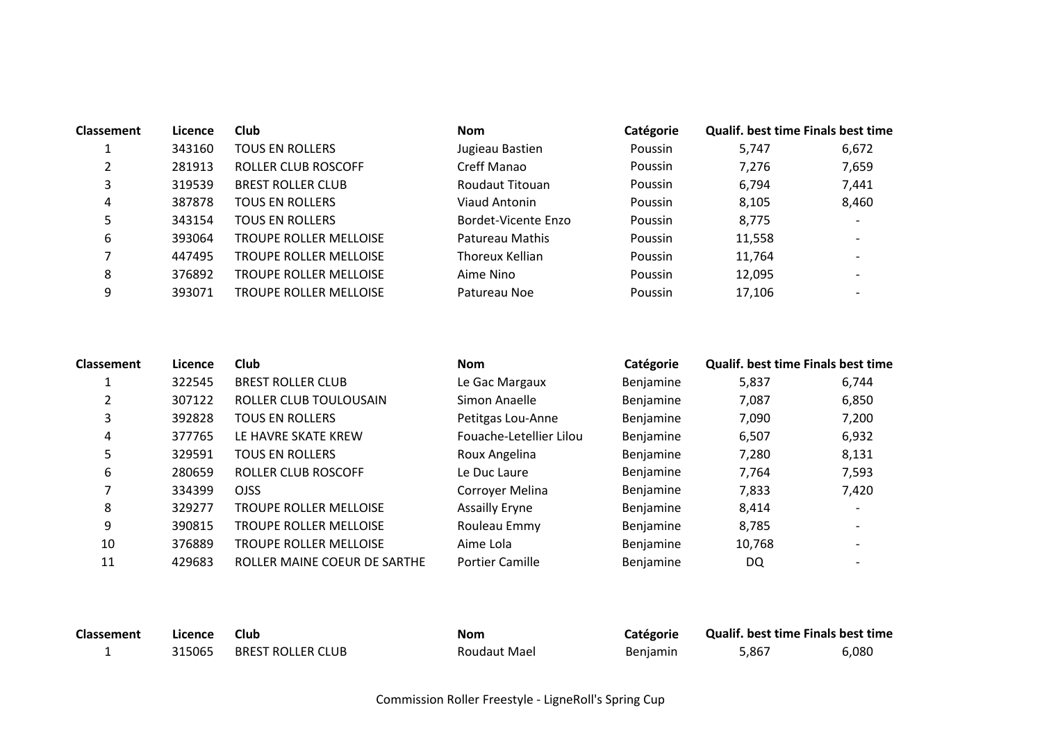| Classement | Licence | Club | Nom | Catégorie | Qualif. best time | Finals best time |
|---|---|---|---|---|---|---|
| 1 | 343160 | TOUS EN ROLLERS | Jugieau Bastien | Poussin | 5,747 | 6,672 |
| 2 | 281913 | ROLLER CLUB ROSCOFF | Creff Manao | Poussin | 7,276 | 7,659 |
| 3 | 319539 | BREST ROLLER CLUB | Roudaut Titouan | Poussin | 6,794 | 7,441 |
| 4 | 387878 | TOUS EN ROLLERS | Viaud Antonin | Poussin | 8,105 | 8,460 |
| 5 | 343154 | TOUS EN ROLLERS | Bordet-Vicente Enzo | Poussin | 8,775 | - |
| 6 | 393064 | TROUPE ROLLER MELLOISE | Patureau Mathis | Poussin | 11,558 | - |
| 7 | 447495 | TROUPE ROLLER MELLOISE | Thoreux Kellian | Poussin | 11,764 | - |
| 8 | 376892 | TROUPE ROLLER MELLOISE | Aime Nino | Poussin | 12,095 | - |
| 9 | 393071 | TROUPE ROLLER MELLOISE | Patureau Noe | Poussin | 17,106 | - |

| Classement | Licence | Club | Nom | Catégorie | Qualif. best time | Finals best time |
|---|---|---|---|---|---|---|
| 1 | 322545 | BREST ROLLER CLUB | Le Gac Margaux | Benjamine | 5,837 | 6,744 |
| 2 | 307122 | ROLLER CLUB TOULOUSAIN | Simon Anaelle | Benjamine | 7,087 | 6,850 |
| 3 | 392828 | TOUS EN ROLLERS | Petitgas Lou-Anne | Benjamine | 7,090 | 7,200 |
| 4 | 377765 | LE HAVRE SKATE KREW | Fouache-Letellier Lilou | Benjamine | 6,507 | 6,932 |
| 5 | 329591 | TOUS EN ROLLERS | Roux Angelina | Benjamine | 7,280 | 8,131 |
| 6 | 280659 | ROLLER CLUB ROSCOFF | Le Duc Laure | Benjamine | 7,764 | 7,593 |
| 7 | 334399 | OJSS | Corroyer Melina | Benjamine | 7,833 | 7,420 |
| 8 | 329277 | TROUPE ROLLER MELLOISE | Assailly Eryne | Benjamine | 8,414 | - |
| 9 | 390815 | TROUPE ROLLER MELLOISE | Rouleau Emmy | Benjamine | 8,785 | - |
| 10 | 376889 | TROUPE ROLLER MELLOISE | Aime Lola | Benjamine | 10,768 | - |
| 11 | 429683 | ROLLER MAINE COEUR DE SARTHE | Portier Camille | Benjamine | DQ | - |

| Classement | Licence | Club | Nom | Catégorie | Qualif. best time | Finals best time |
|---|---|---|---|---|---|---|
| 1 | 315065 | BREST ROLLER CLUB | Roudaut Mael | Benjamin | 5,867 | 6,080 |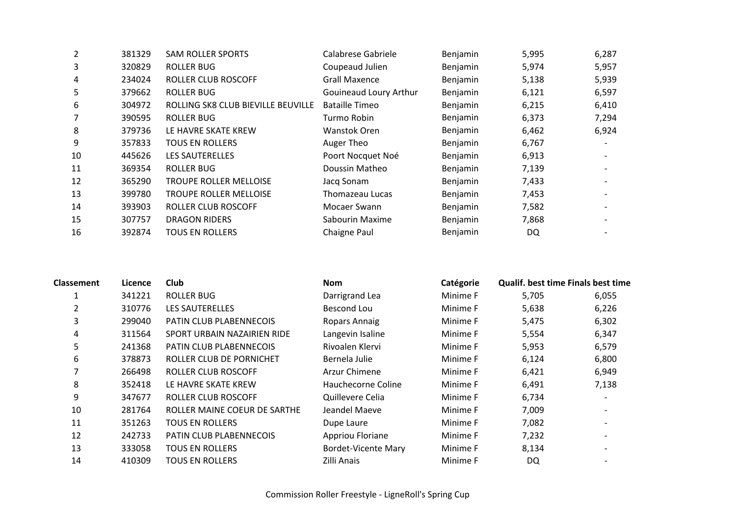| Classement | Licence | Club | Nom | Catégorie | Qualif. best time | Finals best time |
|---|---|---|---|---|---|---|
| 2 | 381329 | SAM ROLLER SPORTS | Calabrese Gabriele | Benjamin | 5,995 | 6,287 |
| 3 | 320829 | ROLLER BUG | Coupeaud Julien | Benjamin | 5,974 | 5,957 |
| 4 | 234024 | ROLLER CLUB ROSCOFF | Grall Maxence | Benjamin | 5,138 | 5,939 |
| 5 | 379662 | ROLLER BUG | Gouineaud Loury Arthur | Benjamin | 6,121 | 6,597 |
| 6 | 304972 | ROLLING SK8 CLUB BIEVILLE BEUVILLE | Bataille Timeo | Benjamin | 6,215 | 6,410 |
| 7 | 390595 | ROLLER BUG | Turmo Robin | Benjamin | 6,373 | 7,294 |
| 8 | 379736 | LE HAVRE SKATE KREW | Wanstok Oren | Benjamin | 6,462 | 6,924 |
| 9 | 357833 | TOUS EN ROLLERS | Auger Theo | Benjamin | 6,767 | - |
| 10 | 445626 | LES SAUTERELLES | Poort Nocquet Noé | Benjamin | 6,913 | - |
| 11 | 369354 | ROLLER BUG | Doussin Matheo | Benjamin | 7,139 | - |
| 12 | 365290 | TROUPE ROLLER MELLOISE | Jacq Sonam | Benjamin | 7,433 | - |
| 13 | 399780 | TROUPE ROLLER MELLOISE | Thomazeau Lucas | Benjamin | 7,453 | - |
| 14 | 393903 | ROLLER CLUB ROSCOFF | Mocaer Swann | Benjamin | 7,582 | - |
| 15 | 307757 | DRAGON RIDERS | Sabourin Maxime | Benjamin | 7,868 | - |
| 16 | 392874 | TOUS EN ROLLERS | Chaigne Paul | Benjamin | DQ | - |

| Classement | Licence | Club | Nom | Catégorie | Qualif. best time | Finals best time |
|---|---|---|---|---|---|---|
| 1 | 341221 | ROLLER BUG | Darrigrand Lea | Minime F | 5,705 | 6,055 |
| 2 | 310776 | LES SAUTERELLES | Bescond Lou | Minime F | 5,638 | 6,226 |
| 3 | 299040 | PATIN CLUB PLABENNECOIS | Ropars Annaig | Minime F | 5,475 | 6,302 |
| 4 | 311564 | SPORT URBAIN NAZAIRIEN RIDE | Langevin Isaline | Minime F | 5,554 | 6,347 |
| 5 | 241368 | PATIN CLUB PLABENNECOIS | Rivoalen Klervi | Minime F | 5,953 | 6,579 |
| 6 | 378873 | ROLLER CLUB DE PORNICHET | Bernela Julie | Minime F | 6,124 | 6,800 |
| 7 | 266498 | ROLLER CLUB ROSCOFF | Arzur Chimene | Minime F | 6,421 | 6,949 |
| 8 | 352418 | LE HAVRE SKATE KREW | Hauchecorne Coline | Minime F | 6,491 | 7,138 |
| 9 | 347677 | ROLLER CLUB ROSCOFF | Quillevere Celia | Minime F | 6,734 | - |
| 10 | 281764 | ROLLER MAINE COEUR DE SARTHE | Jeandel Maeve | Minime F | 7,009 | - |
| 11 | 351263 | TOUS EN ROLLERS | Dupe Laure | Minime F | 7,082 | - |
| 12 | 242733 | PATIN CLUB PLABENNECOIS | Appriou Floriane | Minime F | 7,232 | - |
| 13 | 333058 | TOUS EN ROLLERS | Bordet-Vicente Mary | Minime F | 8,134 | - |
| 14 | 410309 | TOUS EN ROLLERS | Zilli Anais | Minime F | DQ | - |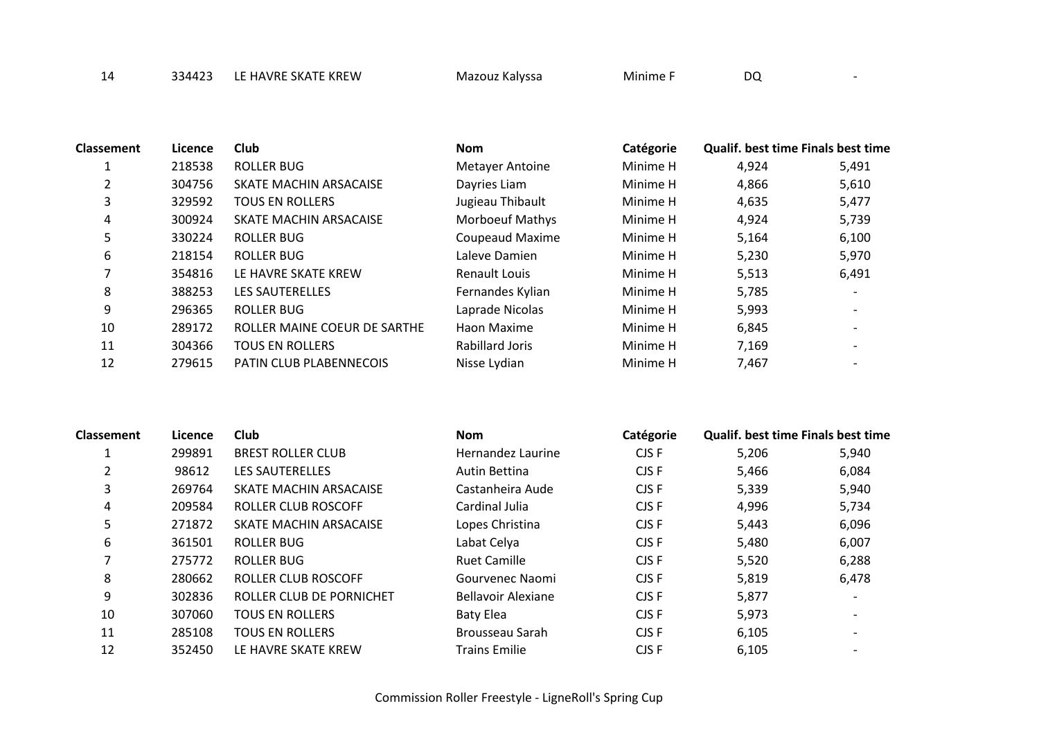| | | | | | | |
|---|---|---|---|---|---|---|
| 14 | 334423 | LE HAVRE SKATE KREW | Mazouz Kalyssa | Minime F | DQ | - |

| Classement | Licence | Club | Nom | Catégorie | Qualif. best time | Finals best time |
|---|---|---|---|---|---|---|
| 1 | 218538 | ROLLER BUG | Metayer Antoine | Minime H | 4,924 | 5,491 |
| 2 | 304756 | SKATE MACHIN ARSACAISE | Dayries Liam | Minime H | 4,866 | 5,610 |
| 3 | 329592 | TOUS EN ROLLERS | Jugieau Thibault | Minime H | 4,635 | 5,477 |
| 4 | 300924 | SKATE MACHIN ARSACAISE | Morboeuf Mathys | Minime H | 4,924 | 5,739 |
| 5 | 330224 | ROLLER BUG | Coupeaud Maxime | Minime H | 5,164 | 6,100 |
| 6 | 218154 | ROLLER BUG | Laleve Damien | Minime H | 5,230 | 5,970 |
| 7 | 354816 | LE HAVRE SKATE KREW | Renault Louis | Minime H | 5,513 | 6,491 |
| 8 | 388253 | LES SAUTERELLES | Fernandes Kylian | Minime H | 5,785 | - |
| 9 | 296365 | ROLLER BUG | Laprade Nicolas | Minime H | 5,993 | - |
| 10 | 289172 | ROLLER MAINE COEUR DE SARTHE | Haon Maxime | Minime H | 6,845 | - |
| 11 | 304366 | TOUS EN ROLLERS | Rabillard Joris | Minime H | 7,169 | - |
| 12 | 279615 | PATIN CLUB PLABENNECOIS | Nisse Lydian | Minime H | 7,467 | - |

| Classement | Licence | Club | Nom | Catégorie | Qualif. best time | Finals best time |
|---|---|---|---|---|---|---|
| 1 | 299891 | BREST ROLLER CLUB | Hernandez Laurine | CJS F | 5,206 | 5,940 |
| 2 | 98612 | LES SAUTERELLES | Autin Bettina | CJS F | 5,466 | 6,084 |
| 3 | 269764 | SKATE MACHIN ARSACAISE | Castanheira Aude | CJS F | 5,339 | 5,940 |
| 4 | 209584 | ROLLER CLUB ROSCOFF | Cardinal Julia | CJS F | 4,996 | 5,734 |
| 5 | 271872 | SKATE MACHIN ARSACAISE | Lopes Christina | CJS F | 5,443 | 6,096 |
| 6 | 361501 | ROLLER BUG | Labat Celya | CJS F | 5,480 | 6,007 |
| 7 | 275772 | ROLLER BUG | Ruet Camille | CJS F | 5,520 | 6,288 |
| 8 | 280662 | ROLLER CLUB ROSCOFF | Gourvenec Naomi | CJS F | 5,819 | 6,478 |
| 9 | 302836 | ROLLER CLUB DE PORNICHET | Bellavoir Alexiane | CJS F | 5,877 | - |
| 10 | 307060 | TOUS EN ROLLERS | Baty Elea | CJS F | 5,973 | - |
| 11 | 285108 | TOUS EN ROLLERS | Brousseau Sarah | CJS F | 6,105 | - |
| 12 | 352450 | LE HAVRE SKATE KREW | Trains Emilie | CJS F | 6,105 | - |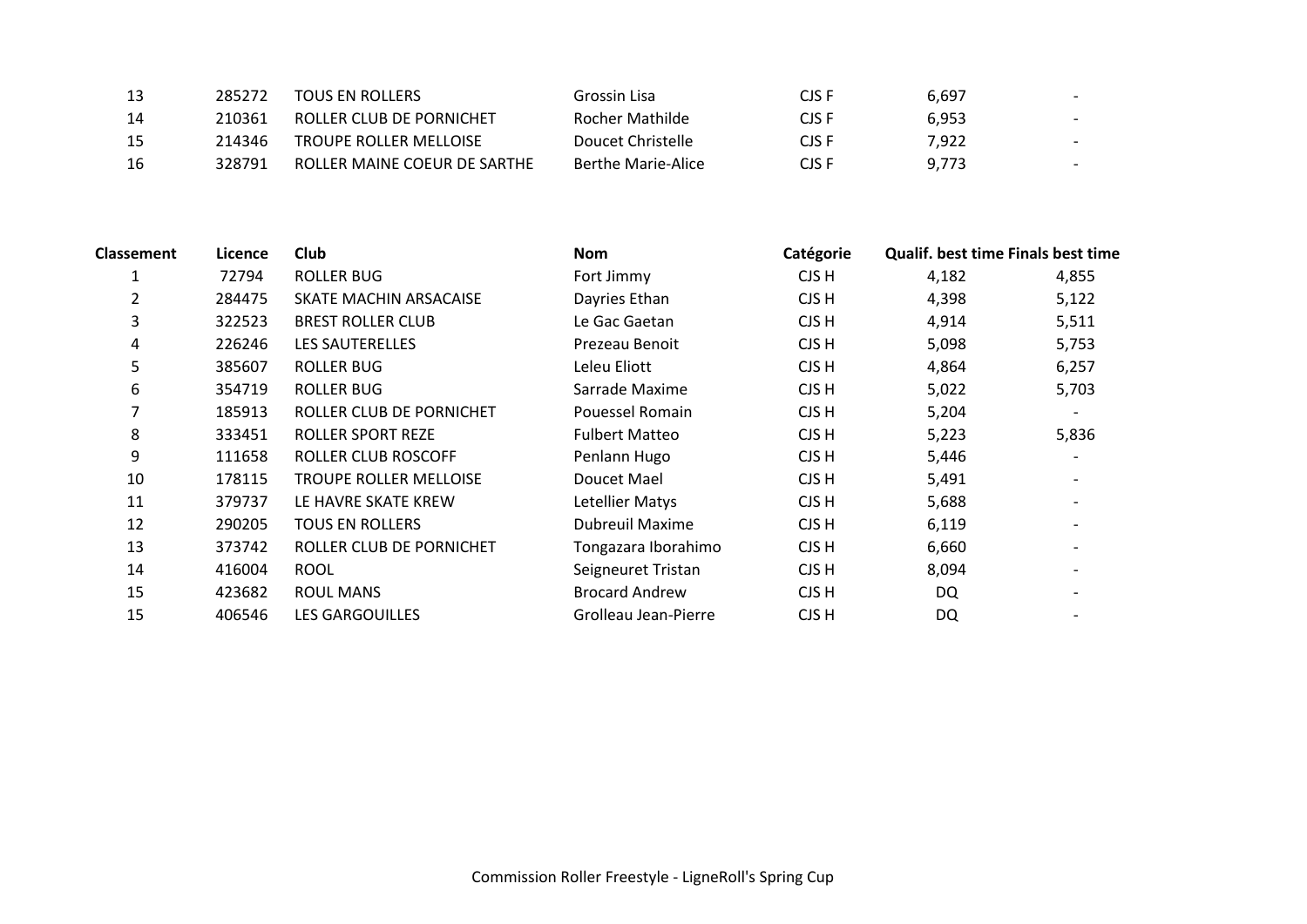| | | | | | | |
|---|---|---|---|---|---|---|
| 13 | 285272 | TOUS EN ROLLERS | Grossin Lisa | CJS F | 6,697 | - |
| 14 | 210361 | ROLLER CLUB DE PORNICHET | Rocher Mathilde | CJS F | 6,953 | - |
| 15 | 214346 | TROUPE ROLLER MELLOISE | Doucet Christelle | CJS F | 7,922 | - |
| 16 | 328791 | ROLLER MAINE COEUR DE SARTHE | Berthe Marie-Alice | CJS F | 9,773 | - |

| Classement | Licence | Club | Nom | Catégorie | Qualif. best time | Finals best time |
|---|---|---|---|---|---|---|
| 1 | 72794 | ROLLER BUG | Fort Jimmy | CJS H | 4,182 | 4,855 |
| 2 | 284475 | SKATE MACHIN ARSACAISE | Dayries Ethan | CJS H | 4,398 | 5,122 |
| 3 | 322523 | BREST ROLLER CLUB | Le Gac Gaetan | CJS H | 4,914 | 5,511 |
| 4 | 226246 | LES SAUTERELLES | Prezeau Benoit | CJS H | 5,098 | 5,753 |
| 5 | 385607 | ROLLER BUG | Leleu Eliott | CJS H | 4,864 | 6,257 |
| 6 | 354719 | ROLLER BUG | Sarrade Maxime | CJS H | 5,022 | 5,703 |
| 7 | 185913 | ROLLER CLUB DE PORNICHET | Pouessel Romain | CJS H | 5,204 | - |
| 8 | 333451 | ROLLER SPORT REZE | Fulbert Matteo | CJS H | 5,223 | 5,836 |
| 9 | 111658 | ROLLER CLUB ROSCOFF | Penlann Hugo | CJS H | 5,446 | - |
| 10 | 178115 | TROUPE ROLLER MELLOISE | Doucet Mael | CJS H | 5,491 | - |
| 11 | 379737 | LE HAVRE SKATE KREW | Letellier Matys | CJS H | 5,688 | - |
| 12 | 290205 | TOUS EN ROLLERS | Dubreuil Maxime | CJS H | 6,119 | - |
| 13 | 373742 | ROLLER CLUB DE PORNICHET | Tongazara Iborahimo | CJS H | 6,660 | - |
| 14 | 416004 | ROOL | Seigneuret Tristan | CJS H | 8,094 | - |
| 15 | 423682 | ROUL MANS | Brocard Andrew | CJS H | DQ | - |
| 15 | 406546 | LES GARGOUILLES | Grolleau Jean-Pierre | CJS H | DQ | - |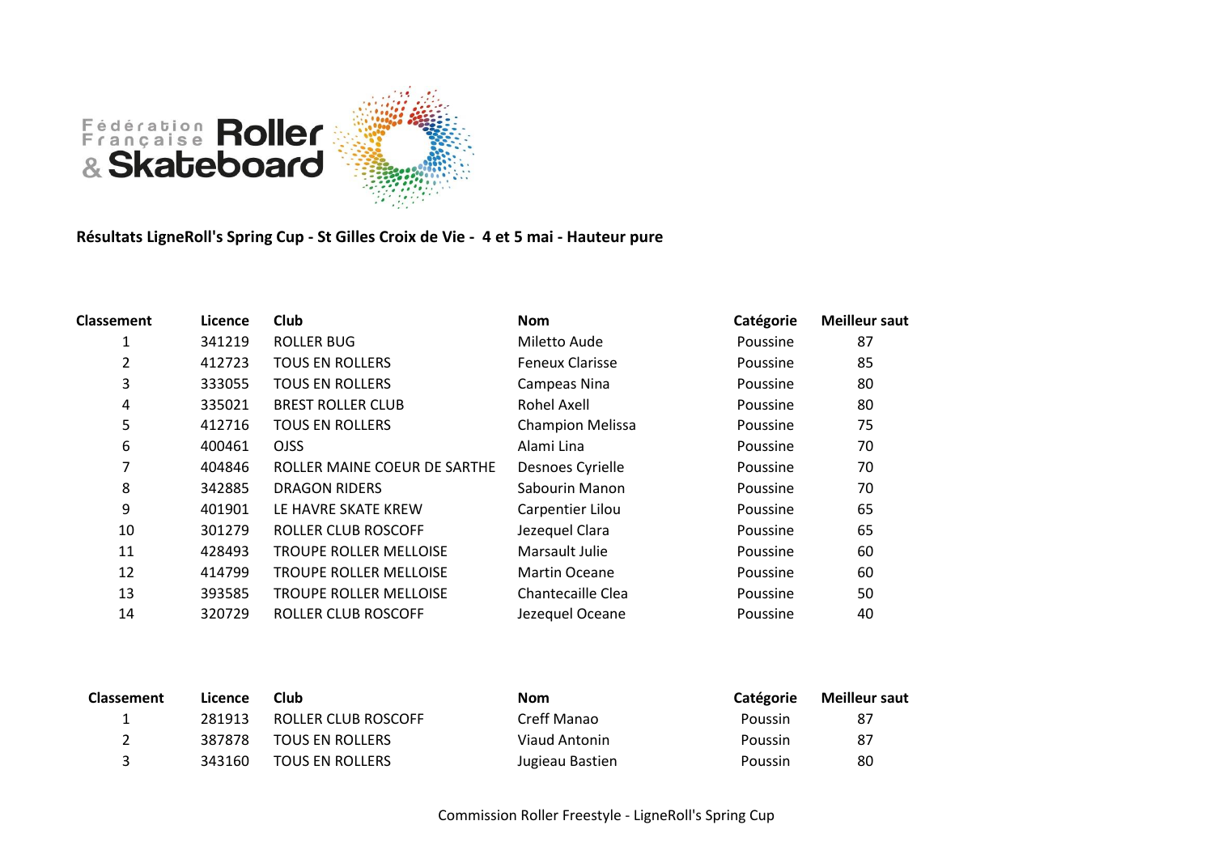**Résultats LigneRoll's Spring Cup - St Gilles Croix de Vie - 4 et 5 mai - Hauteur pure**

| Classement | Licence | Club | Nom | Catégorie | Meilleur saut |
|---|---|---|---|---|---|
| 1 | 341219 | ROLLER BUG | Miletto Aude | Poussine | 87 |
| 2 | 412723 | TOUS EN ROLLERS | Feneux Clarisse | Poussine | 85 |
| 3 | 333055 | TOUS EN ROLLERS | Campeas Nina | Poussine | 80 |
| 4 | 335021 | BREST ROLLER CLUB | Rohel Axell | Poussine | 80 |
| 5 | 412716 | TOUS EN ROLLERS | Champion Melissa | Poussine | 75 |
| 6 | 400461 | OJSS | Alami Lina | Poussine | 70 |
| 7 | 404846 | ROLLER MAINE COEUR DE SARTHE | Desnoes Cyrielle | Poussine | 70 |
| 8 | 342885 | DRAGON RIDERS | Sabourin Manon | Poussine | 70 |
| 9 | 401901 | LE HAVRE SKATE KREW | Carpentier Lilou | Poussine | 65 |
| 10 | 301279 | ROLLER CLUB ROSCOFF | Jezequel Clara | Poussine | 65 |
| 11 | 428493 | TROUPE ROLLER MELLOISE | Marsault Julie | Poussine | 60 |
| 12 | 414799 | TROUPE ROLLER MELLOISE | Martin Oceane | Poussine | 60 |
| 13 | 393585 | TROUPE ROLLER MELLOISE | Chantecaille Clea | Poussine | 50 |
| 14 | 320729 | ROLLER CLUB ROSCOFF | Jezequel Oceane | Poussine | 40 |

| Classement | Licence | Club | Nom | Catégorie | Meilleur saut |
|---|---|---|---|---|---|
| 1 | 281913 | ROLLER CLUB ROSCOFF | Creff Manao | Poussin | 87 |
| 2 | 387878 | TOUS EN ROLLERS | Viaud Antonin | Poussin | 87 |
| 3 | 343160 | TOUS EN ROLLERS | Jugieau Bastien | Poussin | 80 |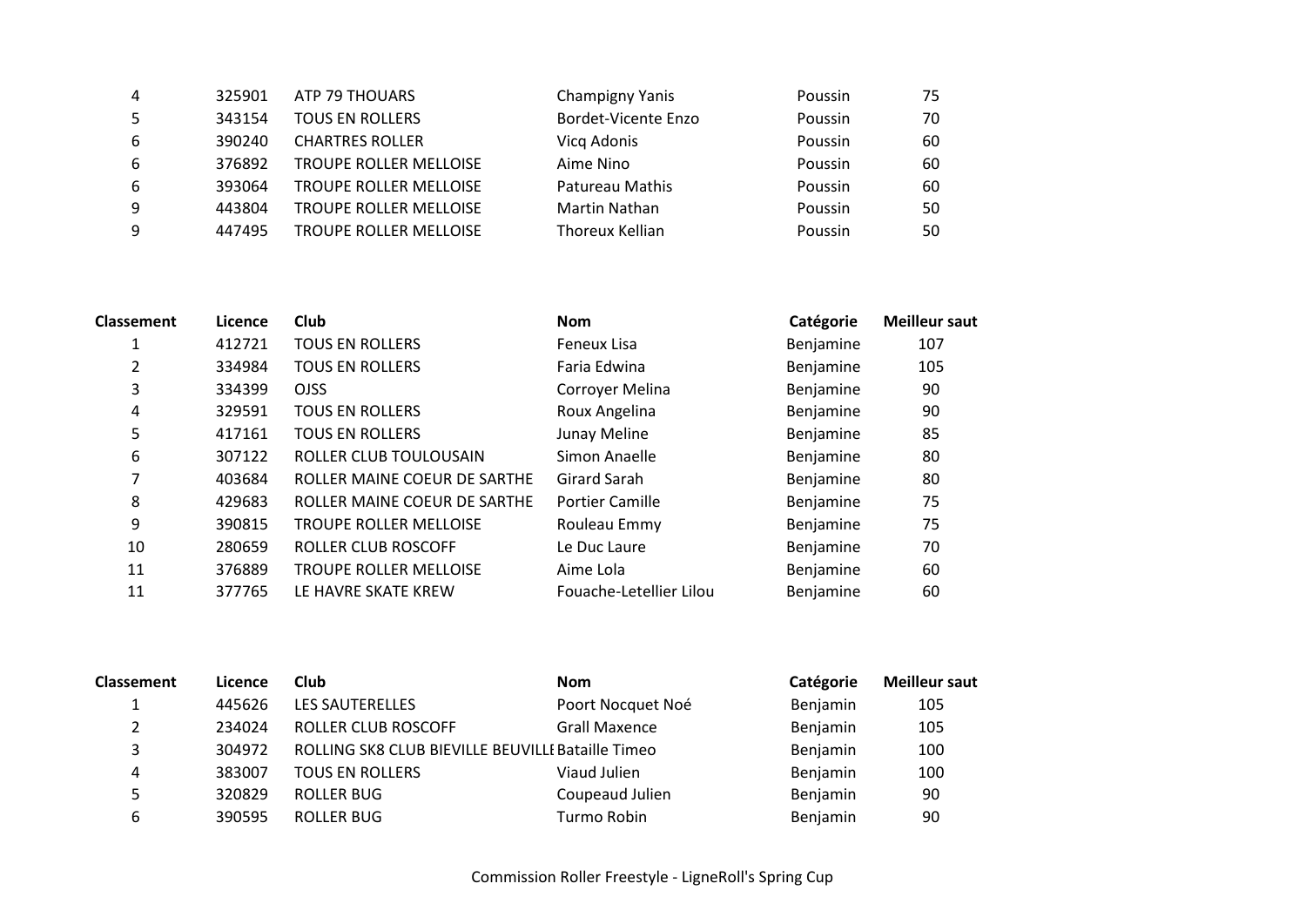| Classement | Licence | Club | Nom | Catégorie | Meilleur saut |
|---|---|---|---|---|---|
| 4 | 325901 | ATP 79 THOUARS | Champigny Yanis | Poussin | 75 |
| 5 | 343154 | TOUS EN ROLLERS | Bordet-Vicente Enzo | Poussin | 70 |
| 6 | 390240 | CHARTRES ROLLER | Vicq Adonis | Poussin | 60 |
| 6 | 376892 | TROUPE ROLLER MELLOISE | Aime Nino | Poussin | 60 |
| 6 | 393064 | TROUPE ROLLER MELLOISE | Patureau Mathis | Poussin | 60 |
| 9 | 443804 | TROUPE ROLLER MELLOISE | Martin Nathan | Poussin | 50 |
| 9 | 447495 | TROUPE ROLLER MELLOISE | Thoreux Kellian | Poussin | 50 |

| Classement | Licence | Club | Nom | Catégorie | Meilleur saut |
|---|---|---|---|---|---|
| 1 | 412721 | TOUS EN ROLLERS | Feneux Lisa | Benjamine | 107 |
| 2 | 334984 | TOUS EN ROLLERS | Faria Edwina | Benjamine | 105 |
| 3 | 334399 | OJSS | Corroyer Melina | Benjamine | 90 |
| 4 | 329591 | TOUS EN ROLLERS | Roux Angelina | Benjamine | 90 |
| 5 | 417161 | TOUS EN ROLLERS | Junay Meline | Benjamine | 85 |
| 6 | 307122 | ROLLER CLUB TOULOUSAIN | Simon Anaelle | Benjamine | 80 |
| 7 | 403684 | ROLLER MAINE COEUR DE SARTHE | Girard Sarah | Benjamine | 80 |
| 8 | 429683 | ROLLER MAINE COEUR DE SARTHE | Portier Camille | Benjamine | 75 |
| 9 | 390815 | TROUPE ROLLER MELLOISE | Rouleau Emmy | Benjamine | 75 |
| 10 | 280659 | ROLLER CLUB ROSCOFF | Le Duc Laure | Benjamine | 70 |
| 11 | 376889 | TROUPE ROLLER MELLOISE | Aime Lola | Benjamine | 60 |
| 11 | 377765 | LE HAVRE SKATE KREW | Fouache-Letellier Lilou | Benjamine | 60 |

| Classement | Licence | Club | Nom | Catégorie | Meilleur saut |
|---|---|---|---|---|---|
| 1 | 445626 | LES SAUTERELLES | Poort Nocquet Noé | Benjamin | 105 |
| 2 | 234024 | ROLLER CLUB ROSCOFF | Grall Maxence | Benjamin | 105 |
| 3 | 304972 | ROLLING SK8 CLUB BIEVILLE BEUVILLE | Bataille Timeo | Benjamin | 100 |
| 4 | 383007 | TOUS EN ROLLERS | Viaud Julien | Benjamin | 100 |
| 5 | 320829 | ROLLER BUG | Coupeaud Julien | Benjamin | 90 |
| 6 | 390595 | ROLLER BUG | Turmo Robin | Benjamin | 90 |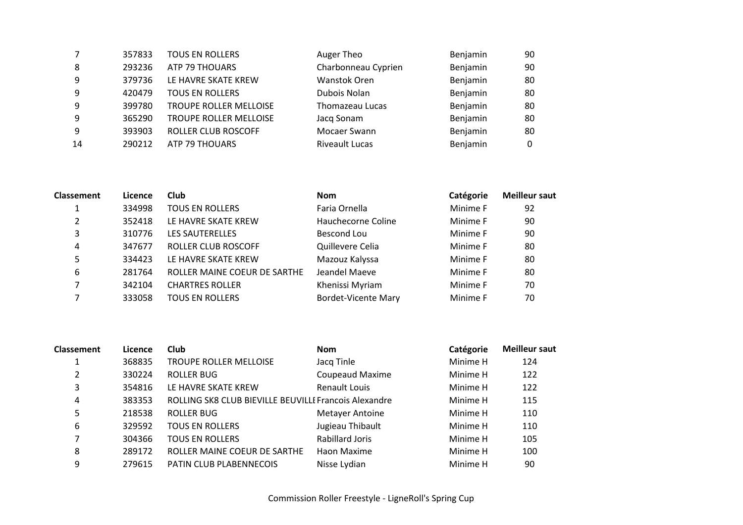| | | | | | |
|---|---|---|---|---|---|
| 7 | 357833 | TOUS EN ROLLERS | Auger Theo | Benjamin | 90 |
| 8 | 293236 | ATP 79 THOUARS | Charbonneau Cyprien | Benjamin | 90 |
| 9 | 379736 | LE HAVRE SKATE KREW | Wanstok Oren | Benjamin | 80 |
| 9 | 420479 | TOUS EN ROLLERS | Dubois Nolan | Benjamin | 80 |
| 9 | 399780 | TROUPE ROLLER MELLOISE | Thomazeau Lucas | Benjamin | 80 |
| 9 | 365290 | TROUPE ROLLER MELLOISE | Jacq Sonam | Benjamin | 80 |
| 9 | 393903 | ROLLER CLUB ROSCOFF | Mocaer Swann | Benjamin | 80 |
| 14 | 290212 | ATP 79 THOUARS | Riveault Lucas | Benjamin | 0 |

| Classement | Licence | Club | Nom | Catégorie | Meilleur saut |
|---|---|---|---|---|---|
| 1 | 334998 | TOUS EN ROLLERS | Faria Ornella | Minime F | 92 |
| 2 | 352418 | LE HAVRE SKATE KREW | Hauchecorne Coline | Minime F | 90 |
| 3 | 310776 | LES SAUTERELLES | Bescond Lou | Minime F | 90 |
| 4 | 347677 | ROLLER CLUB ROSCOFF | Quillevere Celia | Minime F | 80 |
| 5 | 334423 | LE HAVRE SKATE KREW | Mazouz Kalyssa | Minime F | 80 |
| 6 | 281764 | ROLLER MAINE COEUR DE SARTHE | Jeandel Maeve | Minime F | 80 |
| 7 | 342104 | CHARTRES ROLLER | Khenissi Myriam | Minime F | 70 |
| 7 | 333058 | TOUS EN ROLLERS | Bordet-Vicente Mary | Minime F | 70 |

| Classement | Licence | Club | Nom | Catégorie | Meilleur saut |
|---|---|---|---|---|---|
| 1 | 368835 | TROUPE ROLLER MELLOISE | Jacq Tinle | Minime H | 124 |
| 2 | 330224 | ROLLER BUG | Coupeaud Maxime | Minime H | 122 |
| 3 | 354816 | LE HAVRE SKATE KREW | Renault Louis | Minime H | 122 |
| 4 | 383353 | ROLLING SK8 CLUB BIEVILLE BEUVILLE | Francois Alexandre | Minime H | 115 |
| 5 | 218538 | ROLLER BUG | Metayer Antoine | Minime H | 110 |
| 6 | 329592 | TOUS EN ROLLERS | Jugieau Thibault | Minime H | 110 |
| 7 | 304366 | TOUS EN ROLLERS | Rabillard Joris | Minime H | 105 |
| 8 | 289172 | ROLLER MAINE COEUR DE SARTHE | Haon Maxime | Minime H | 100 |
| 9 | 279615 | PATIN CLUB PLABENNECOIS | Nisse Lydian | Minime H | 90 |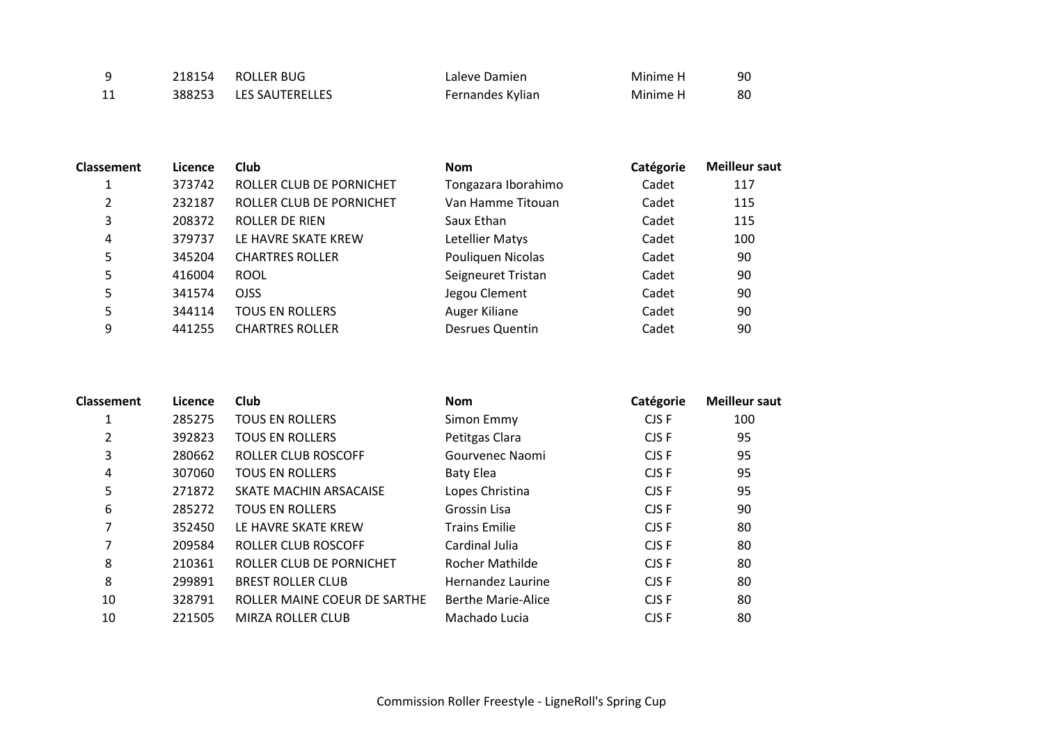| | | | | | |
|---|---|---|---|---|---|
| 9 | 218154 | ROLLER BUG | Laleve Damien | Minime H | 90 |
| 11 | 388253 | LES SAUTERELLES | Fernandes Kylian | Minime H | 80 |

| Classement | Licence | Club | Nom | Catégorie | Meilleur saut |
|---|---|---|---|---|---|
| 1 | 373742 | ROLLER CLUB DE PORNICHET | Tongazara Iborahimo | Cadet | 117 |
| 2 | 232187 | ROLLER CLUB DE PORNICHET | Van Hamme Titouan | Cadet | 115 |
| 3 | 208372 | ROLLER DE RIEN | Saux Ethan | Cadet | 115 |
| 4 | 379737 | LE HAVRE SKATE KREW | Letellier Matys | Cadet | 100 |
| 5 | 345204 | CHARTRES ROLLER | Pouliquen Nicolas | Cadet | 90 |
| 5 | 416004 | ROOL | Seigneuret Tristan | Cadet | 90 |
| 5 | 341574 | OJSS | Jegou Clement | Cadet | 90 |
| 5 | 344114 | TOUS EN ROLLERS | Auger Kiliane | Cadet | 90 |
| 9 | 441255 | CHARTRES ROLLER | Desrues Quentin | Cadet | 90 |

| Classement | Licence | Club | Nom | Catégorie | Meilleur saut |
|---|---|---|---|---|---|
| 1 | 285275 | TOUS EN ROLLERS | Simon Emmy | CJS F | 100 |
| 2 | 392823 | TOUS EN ROLLERS | Petitgas Clara | CJS F | 95 |
| 3 | 280662 | ROLLER CLUB ROSCOFF | Gourvenec Naomi | CJS F | 95 |
| 4 | 307060 | TOUS EN ROLLERS | Baty Elea | CJS F | 95 |
| 5 | 271872 | SKATE MACHIN ARSACAISE | Lopes Christina | CJS F | 95 |
| 6 | 285272 | TOUS EN ROLLERS | Grossin Lisa | CJS F | 90 |
| 7 | 352450 | LE HAVRE SKATE KREW | Trains Emilie | CJS F | 80 |
| 7 | 209584 | ROLLER CLUB ROSCOFF | Cardinal Julia | CJS F | 80 |
| 8 | 210361 | ROLLER CLUB DE PORNICHET | Rocher Mathilde | CJS F | 80 |
| 8 | 299891 | BREST ROLLER CLUB | Hernandez Laurine | CJS F | 80 |
| 10 | 328791 | ROLLER MAINE COEUR DE SARTHE | Berthe Marie-Alice | CJS F | 80 |
| 10 | 221505 | MIRZA ROLLER CLUB | Machado Lucia | CJS F | 80 |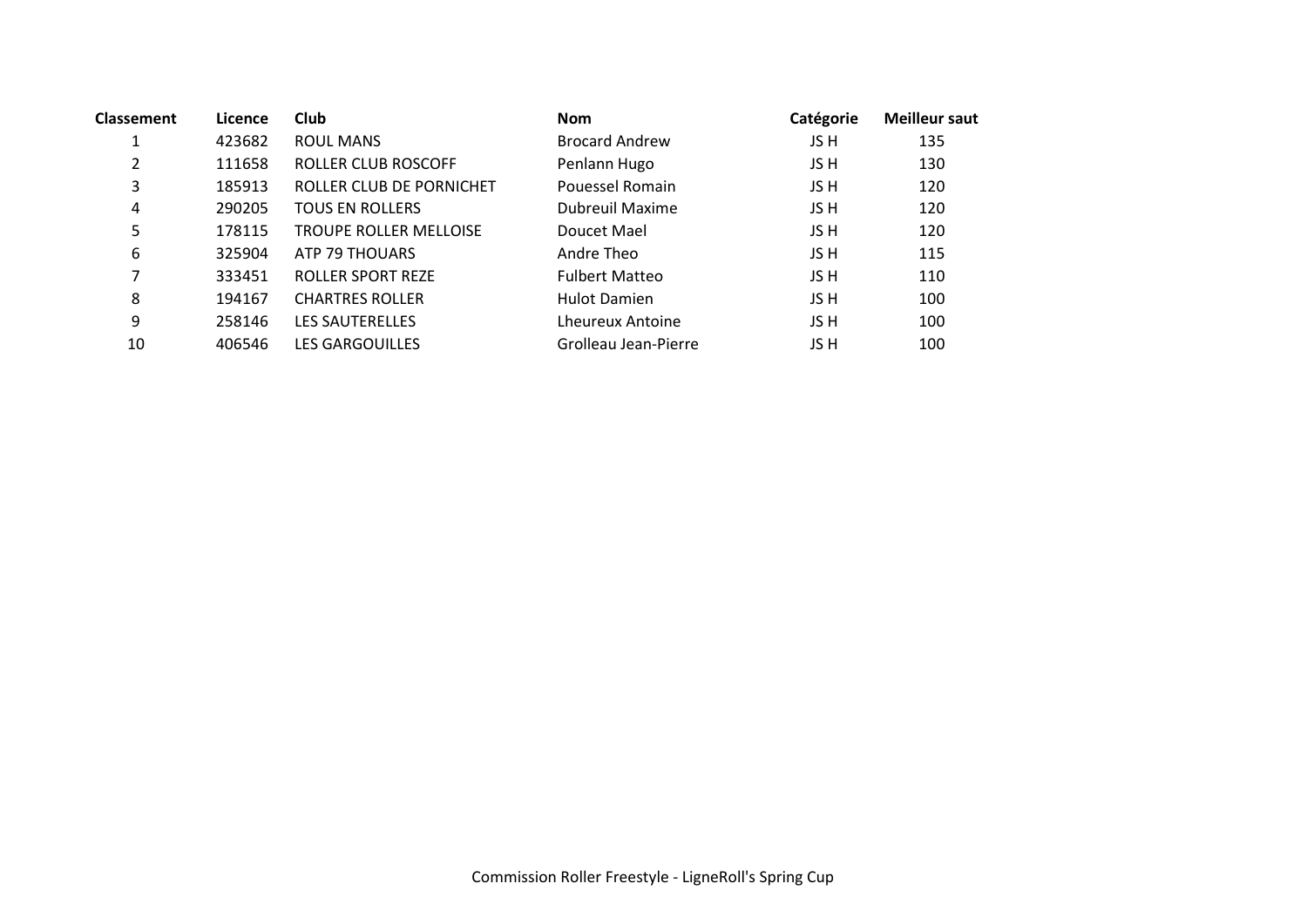| Classement | Licence | Club | Nom | Catégorie | Meilleur saut |
|---|---|---|---|---|---|
| 1 | 423682 | ROUL MANS | Brocard Andrew | JS H | 135 |
| 2 | 111658 | ROLLER CLUB ROSCOFF | Penlann Hugo | JS H | 130 |
| 3 | 185913 | ROLLER CLUB DE PORNICHET | Pouessel Romain | JS H | 120 |
| 4 | 290205 | TOUS EN ROLLERS | Dubreuil Maxime | JS H | 120 |
| 5 | 178115 | TROUPE ROLLER MELLOISE | Doucet Mael | JS H | 120 |
| 6 | 325904 | ATP 79 THOUARS | Andre Theo | JS H | 115 |
| 7 | 333451 | ROLLER SPORT REZE | Fulbert Matteo | JS H | 110 |
| 8 | 194167 | CHARTRES ROLLER | Hulot Damien | JS H | 100 |
| 9 | 258146 | LES SAUTERELLES | Lheureux Antoine | JS H | 100 |
| 10 | 406546 | LES GARGOUILLES | Grolleau Jean-Pierre | JS H | 100 |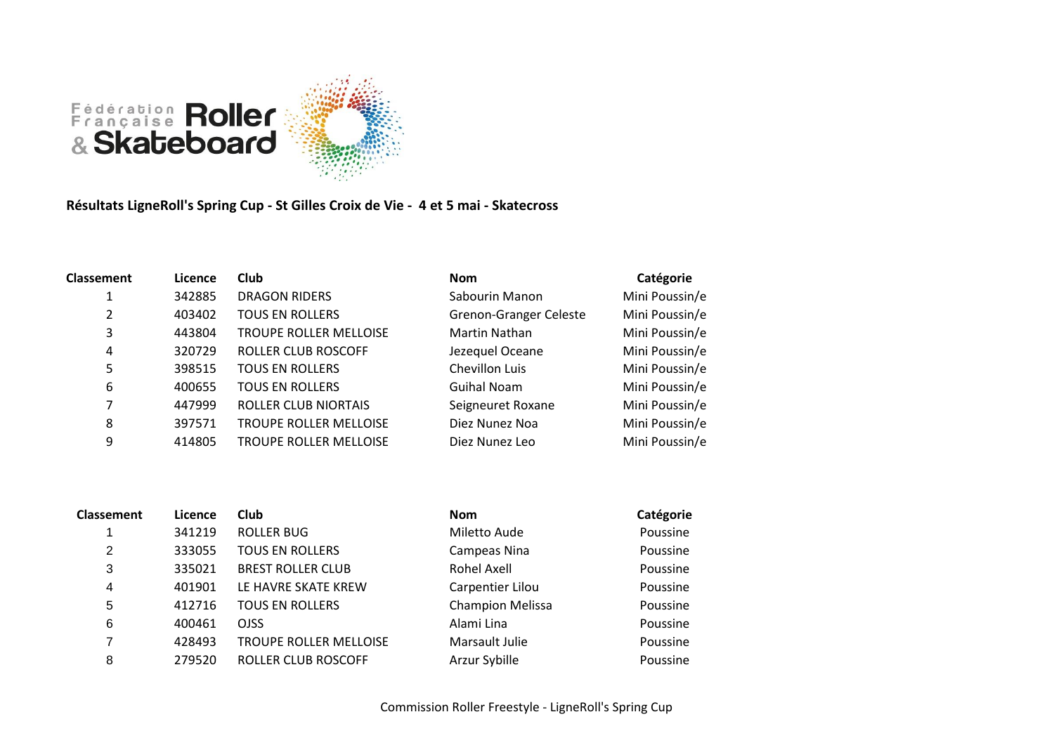**Résultats LigneRoll's Spring Cup - St Gilles Croix de Vie - 4 et 5 mai - Skatecross**

| Classement | Licence | Club | Nom | Catégorie |
|---|---|---|---|---|
| 1 | 342885 | DRAGON RIDERS | Sabourin Manon | Mini Poussin/e |
| 2 | 403402 | TOUS EN ROLLERS | Grenon-Granger Celeste | Mini Poussin/e |
| 3 | 443804 | TROUPE ROLLER MELLOISE | Martin Nathan | Mini Poussin/e |
| 4 | 320729 | ROLLER CLUB ROSCOFF | Jezequel Oceane | Mini Poussin/e |
| 5 | 398515 | TOUS EN ROLLERS | Chevillon Luis | Mini Poussin/e |
| 6 | 400655 | TOUS EN ROLLERS | Guihal Noam | Mini Poussin/e |
| 7 | 447999 | ROLLER CLUB NIORTAIS | Seigneuret Roxane | Mini Poussin/e |
| 8 | 397571 | TROUPE ROLLER MELLOISE | Diez Nunez Noa | Mini Poussin/e |
| 9 | 414805 | TROUPE ROLLER MELLOISE | Diez Nunez Leo | Mini Poussin/e |

| Classement | Licence | Club | Nom | Catégorie |
|---|---|---|---|---|
| 1 | 341219 | ROLLER BUG | Miletto Aude | Poussine |
| 2 | 333055 | TOUS EN ROLLERS | Campeas Nina | Poussine |
| 3 | 335021 | BREST ROLLER CLUB | Rohel Axell | Poussine |
| 4 | 401901 | LE HAVRE SKATE KREW | Carpentier Lilou | Poussine |
| 5 | 412716 | TOUS EN ROLLERS | Champion Melissa | Poussine |
| 6 | 400461 | OJSS | Alami Lina | Poussine |
| 7 | 428493 | TROUPE ROLLER MELLOISE | Marsault Julie | Poussine |
| 8 | 279520 | ROLLER CLUB ROSCOFF | Arzur Sybille | Poussine |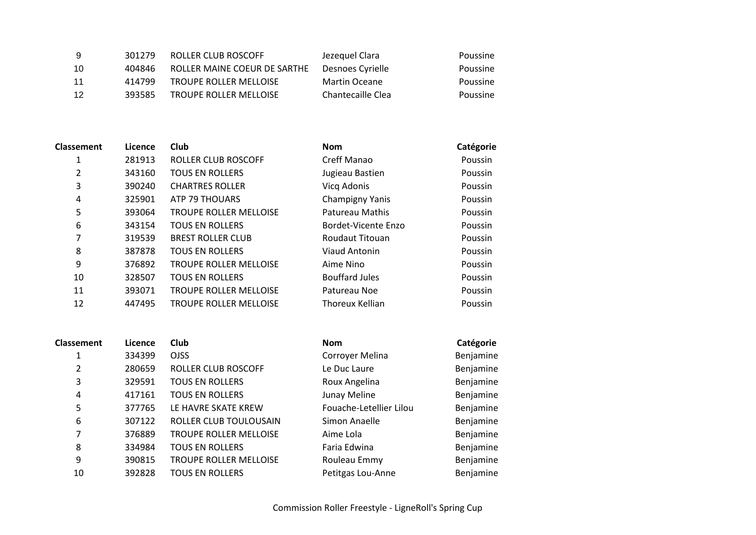| | | | | |
|---|---|---|---|---|
| 9 | 301279 | ROLLER CLUB ROSCOFF | Jezequel Clara | Poussine |
| 10 | 404846 | ROLLER MAINE COEUR DE SARTHE | Desnoes Cyrielle | Poussine |
| 11 | 414799 | TROUPE ROLLER MELLOISE | Martin Oceane | Poussine |
| 12 | 393585 | TROUPE ROLLER MELLOISE | Chantecaille Clea | Poussine |

| Classement | Licence | Club | Nom | Catégorie |
|---|---|---|---|---|
| 1 | 281913 | ROLLER CLUB ROSCOFF | Creff Manao | Poussin |
| 2 | 343160 | TOUS EN ROLLERS | Jugieau Bastien | Poussin |
| 3 | 390240 | CHARTRES ROLLER | Vicq Adonis | Poussin |
| 4 | 325901 | ATP 79 THOUARS | Champigny Yanis | Poussin |
| 5 | 393064 | TROUPE ROLLER MELLOISE | Patureau Mathis | Poussin |
| 6 | 343154 | TOUS EN ROLLERS | Bordet-Vicente Enzo | Poussin |
| 7 | 319539 | BREST ROLLER CLUB | Roudaut Titouan | Poussin |
| 8 | 387878 | TOUS EN ROLLERS | Viaud Antonin | Poussin |
| 9 | 376892 | TROUPE ROLLER MELLOISE | Aime Nino | Poussin |
| 10 | 328507 | TOUS EN ROLLERS | Bouffard Jules | Poussin |
| 11 | 393071 | TROUPE ROLLER MELLOISE | Patureau Noe | Poussin |
| 12 | 447495 | TROUPE ROLLER MELLOISE | Thoreux Kellian | Poussin |

| Classement | Licence | Club | Nom | Catégorie |
|---|---|---|---|---|
| 1 | 334399 | OJSS | Corroyer Melina | Benjamine |
| 2 | 280659 | ROLLER CLUB ROSCOFF | Le Duc Laure | Benjamine |
| 3 | 329591 | TOUS EN ROLLERS | Roux Angelina | Benjamine |
| 4 | 417161 | TOUS EN ROLLERS | Junay Meline | Benjamine |
| 5 | 377765 | LE HAVRE SKATE KREW | Fouache-Letellier Lilou | Benjamine |
| 6 | 307122 | ROLLER CLUB TOULOUSAIN | Simon Anaelle | Benjamine |
| 7 | 376889 | TROUPE ROLLER MELLOISE | Aime Lola | Benjamine |
| 8 | 334984 | TOUS EN ROLLERS | Faria Edwina | Benjamine |
| 9 | 390815 | TROUPE ROLLER MELLOISE | Rouleau Emmy | Benjamine |
| 10 | 392828 | TOUS EN ROLLERS | Petitgas Lou-Anne | Benjamine |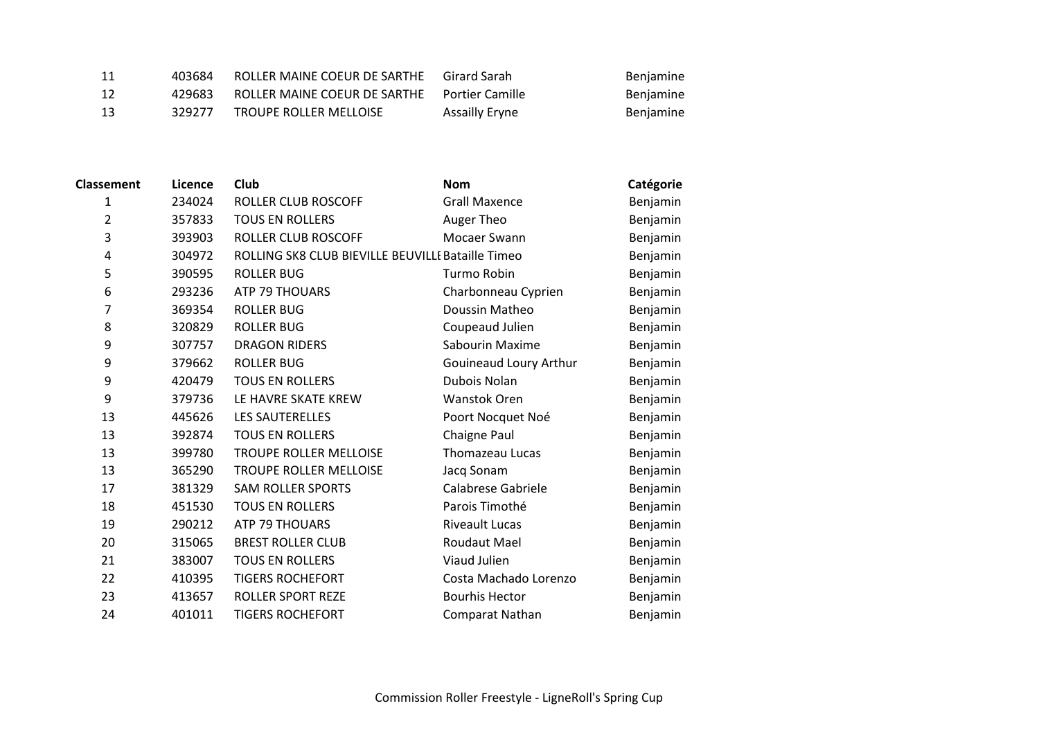| | | | | |
|---|---|---|---|---|
| 11 | 403684 | ROLLER MAINE COEUR DE SARTHE | Girard Sarah | Benjamine |
| 12 | 429683 | ROLLER MAINE COEUR DE SARTHE | Portier Camille | Benjamine |
| 13 | 329277 | TROUPE ROLLER MELLOISE | Assailly Eryne | Benjamine |

| **Classement** | **Licence** | **Club** | **Nom** | **Catégorie** |
|---|---|---|---|---|
| 1 | 234024 | ROLLER CLUB ROSCOFF | Grall Maxence | Benjamin |
| 2 | 357833 | TOUS EN ROLLERS | Auger Theo | Benjamin |
| 3 | 393903 | ROLLER CLUB ROSCOFF | Mocaer Swann | Benjamin |
| 4 | 304972 | ROLLING SK8 CLUB BIEVILLE BEUVILLE | Bataille Timeo | Benjamin |
| 5 | 390595 | ROLLER BUG | Turmo Robin | Benjamin |
| 6 | 293236 | ATP 79 THOUARS | Charbonneau Cyprien | Benjamin |
| 7 | 369354 | ROLLER BUG | Doussin Matheo | Benjamin |
| 8 | 320829 | ROLLER BUG | Coupeaud Julien | Benjamin |
| 9 | 307757 | DRAGON RIDERS | Sabourin Maxime | Benjamin |
| 9 | 379662 | ROLLER BUG | Gouineaud Loury Arthur | Benjamin |
| 9 | 420479 | TOUS EN ROLLERS | Dubois Nolan | Benjamin |
| 9 | 379736 | LE HAVRE SKATE KREW | Wanstok Oren | Benjamin |
| 13 | 445626 | LES SAUTERELLES | Poort Nocquet Noé | Benjamin |
| 13 | 392874 | TOUS EN ROLLERS | Chaigne Paul | Benjamin |
| 13 | 399780 | TROUPE ROLLER MELLOISE | Thomazeau Lucas | Benjamin |
| 13 | 365290 | TROUPE ROLLER MELLOISE | Jacq Sonam | Benjamin |
| 17 | 381329 | SAM ROLLER SPORTS | Calabrese Gabriele | Benjamin |
| 18 | 451530 | TOUS EN ROLLERS | Parois Timothé | Benjamin |
| 19 | 290212 | ATP 79 THOUARS | Riveault Lucas | Benjamin |
| 20 | 315065 | BREST ROLLER CLUB | Roudaut Mael | Benjamin |
| 21 | 383007 | TOUS EN ROLLERS | Viaud Julien | Benjamin |
| 22 | 410395 | TIGERS ROCHEFORT | Costa Machado Lorenzo | Benjamin |
| 23 | 413657 | ROLLER SPORT REZE | Bourhis Hector | Benjamin |
| 24 | 401011 | TIGERS ROCHEFORT | Comparat Nathan | Benjamin |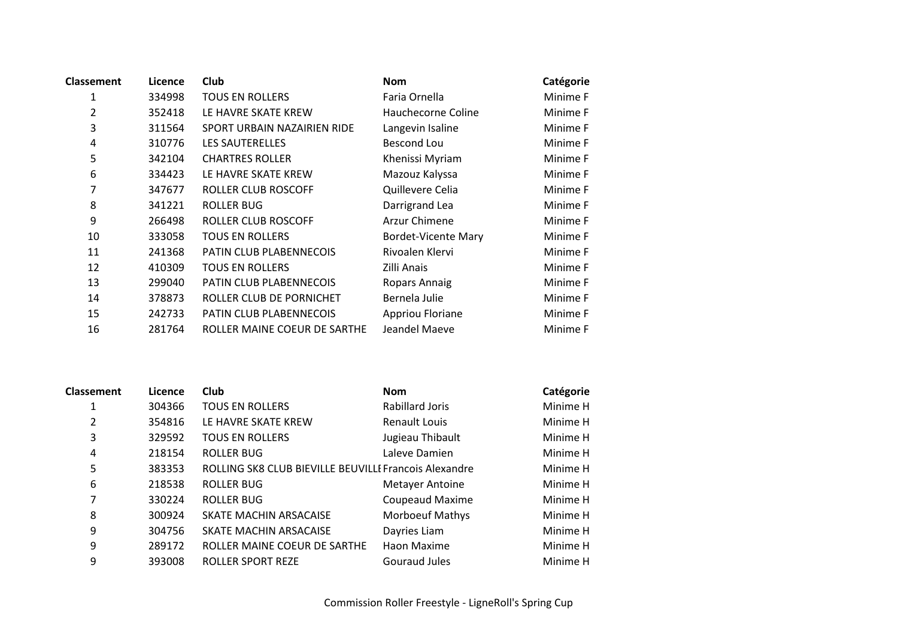| Classement | Licence | Club | Nom | Catégorie |
|---|---|---|---|---|
| 1 | 334998 | TOUS EN ROLLERS | Faria Ornella | Minime F |
| 2 | 352418 | LE HAVRE SKATE KREW | Hauchecorne Coline | Minime F |
| 3 | 311564 | SPORT URBAIN NAZAIRIEN RIDE | Langevin Isaline | Minime F |
| 4 | 310776 | LES SAUTERELLES | Bescond Lou | Minime F |
| 5 | 342104 | CHARTRES ROLLER | Khenissi Myriam | Minime F |
| 6 | 334423 | LE HAVRE SKATE KREW | Mazouz Kalyssa | Minime F |
| 7 | 347677 | ROLLER CLUB ROSCOFF | Quillevere Celia | Minime F |
| 8 | 341221 | ROLLER BUG | Darrigrand Lea | Minime F |
| 9 | 266498 | ROLLER CLUB ROSCOFF | Arzur Chimene | Minime F |
| 10 | 333058 | TOUS EN ROLLERS | Bordet-Vicente Mary | Minime F |
| 11 | 241368 | PATIN CLUB PLABENNECOIS | Rivoalen Klervi | Minime F |
| 12 | 410309 | TOUS EN ROLLERS | Zilli Anais | Minime F |
| 13 | 299040 | PATIN CLUB PLABENNECOIS | Ropars Annaig | Minime F |
| 14 | 378873 | ROLLER CLUB DE PORNICHET | Bernela Julie | Minime F |
| 15 | 242733 | PATIN CLUB PLABENNECOIS | Appriou Floriane | Minime F |
| 16 | 281764 | ROLLER MAINE COEUR DE SARTHE | Jeandel Maeve | Minime F |

| Classement | Licence | Club | Nom | Catégorie |
|---|---|---|---|---|
| 1 | 304366 | TOUS EN ROLLERS | Rabillard Joris | Minime H |
| 2 | 354816 | LE HAVRE SKATE KREW | Renault Louis | Minime H |
| 3 | 329592 | TOUS EN ROLLERS | Jugieau Thibault | Minime H |
| 4 | 218154 | ROLLER BUG | Laleve Damien | Minime H |
| 5 | 383353 | ROLLING SK8 CLUB BIEVILLE BEUVILLE | Francois Alexandre | Minime H |
| 6 | 218538 | ROLLER BUG | Metayer Antoine | Minime H |
| 7 | 330224 | ROLLER BUG | Coupeaud Maxime | Minime H |
| 8 | 300924 | SKATE MACHIN ARSACAISE | Morboeuf Mathys | Minime H |
| 9 | 304756 | SKATE MACHIN ARSACAISE | Dayries Liam | Minime H |
| 9 | 289172 | ROLLER MAINE COEUR DE SARTHE | Haon Maxime | Minime H |
| 9 | 393008 | ROLLER SPORT REZE | Gouraud Jules | Minime H |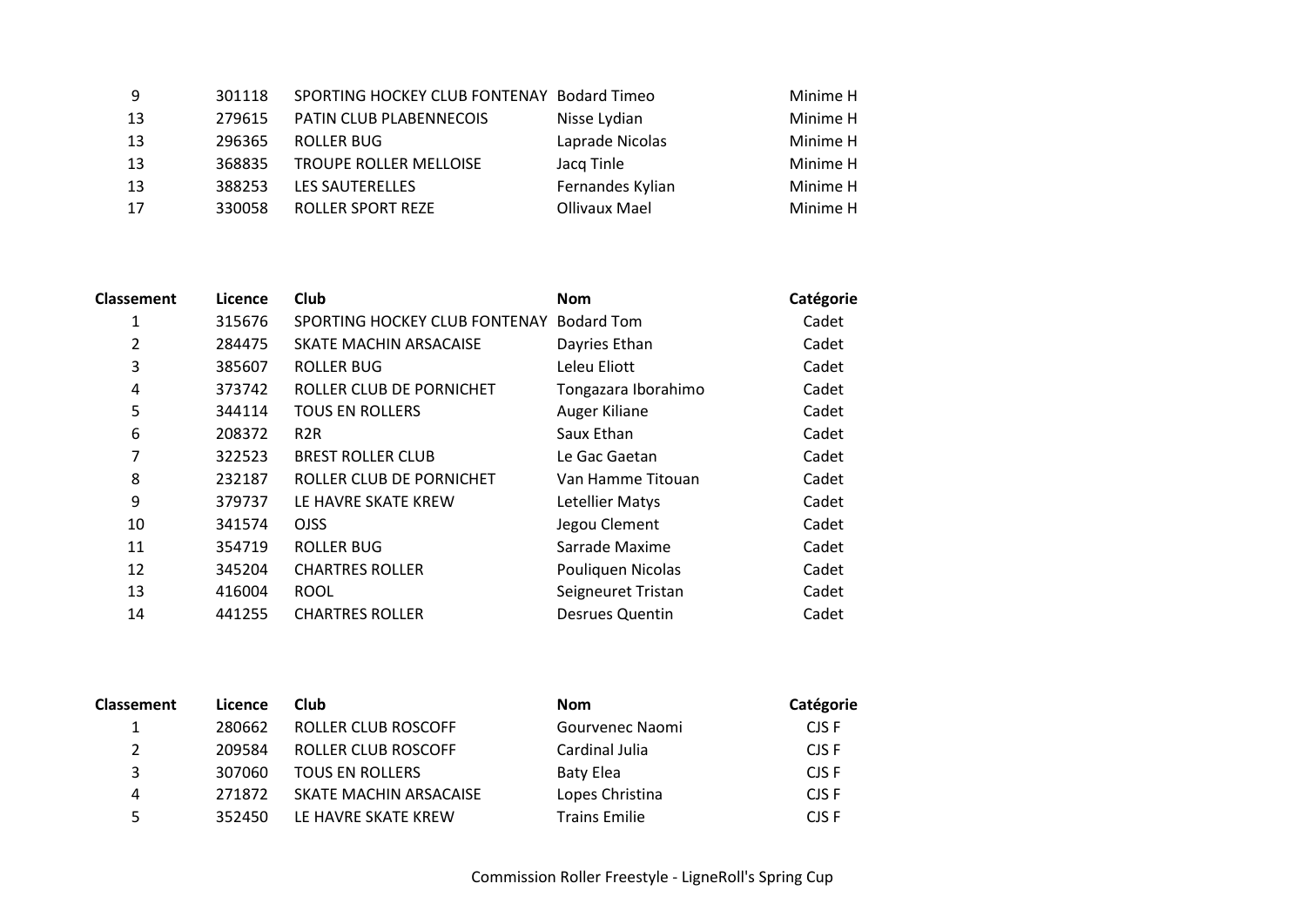| Classement | Licence | Club | Nom | Catégorie |
|---|---|---|---|---|
| 9 | 301118 | SPORTING HOCKEY CLUB FONTENAY | Bodard Timeo | Minime H |
| 13 | 279615 | PATIN CLUB PLABENNECOIS | Nisse Lydian | Minime H |
| 13 | 296365 | ROLLER BUG | Laprade Nicolas | Minime H |
| 13 | 368835 | TROUPE ROLLER MELLOISE | Jacq Tinle | Minime H |
| 13 | 388253 | LES SAUTERELLES | Fernandes Kylian | Minime H |
| 17 | 330058 | ROLLER SPORT REZE | Ollivaux Mael | Minime H |

| Classement | Licence | Club | Nom | Catégorie |
|---|---|---|---|---|
| 1 | 315676 | SPORTING HOCKEY CLUB FONTENAY | Bodard Tom | Cadet |
| 2 | 284475 | SKATE MACHIN ARSACAISE | Dayries Ethan | Cadet |
| 3 | 385607 | ROLLER BUG | Leleu Eliott | Cadet |
| 4 | 373742 | ROLLER CLUB DE PORNICHET | Tongazara Iborahimo | Cadet |
| 5 | 344114 | TOUS EN ROLLERS | Auger Kiliane | Cadet |
| 6 | 208372 | R2R | Saux Ethan | Cadet |
| 7 | 322523 | BREST ROLLER CLUB | Le Gac Gaetan | Cadet |
| 8 | 232187 | ROLLER CLUB DE PORNICHET | Van Hamme Titouan | Cadet |
| 9 | 379737 | LE HAVRE SKATE KREW | Letellier Matys | Cadet |
| 10 | 341574 | OJSS | Jegou Clement | Cadet |
| 11 | 354719 | ROLLER BUG | Sarrade Maxime | Cadet |
| 12 | 345204 | CHARTRES ROLLER | Pouliquen Nicolas | Cadet |
| 13 | 416004 | ROOL | Seigneuret Tristan | Cadet |
| 14 | 441255 | CHARTRES ROLLER | Desrues Quentin | Cadet |

| Classement | Licence | Club | Nom | Catégorie |
|---|---|---|---|---|
| 1 | 280662 | ROLLER CLUB ROSCOFF | Gourvenec Naomi | CJS F |
| 2 | 209584 | ROLLER CLUB ROSCOFF | Cardinal Julia | CJS F |
| 3 | 307060 | TOUS EN ROLLERS | Baty Elea | CJS F |
| 4 | 271872 | SKATE MACHIN ARSACAISE | Lopes Christina | CJS F |
| 5 | 352450 | LE HAVRE SKATE KREW | Trains Emilie | CJS F |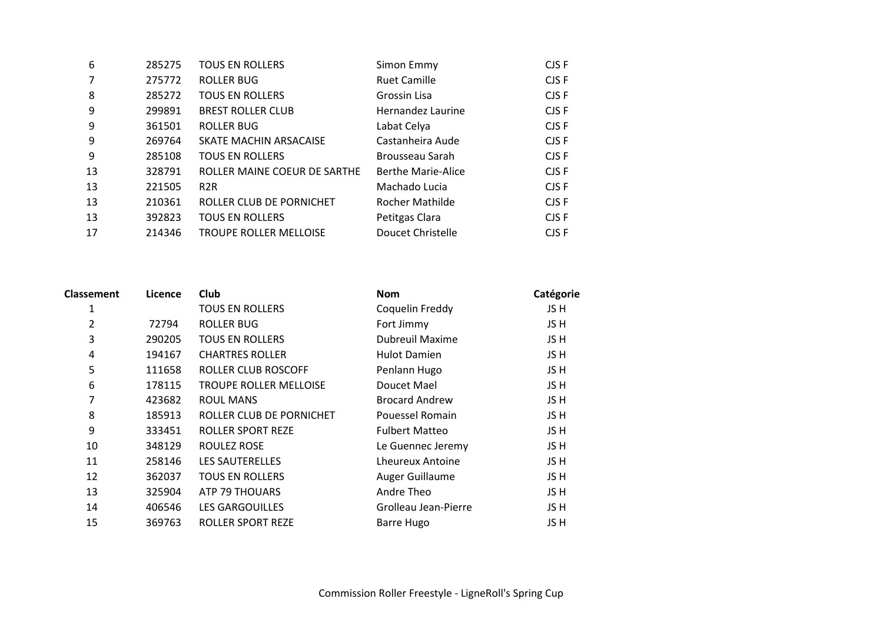| | | | | |
|---|---|---|---|---|
| 6 | 285275 | TOUS EN ROLLERS | Simon Emmy | CJS F |
| 7 | 275772 | ROLLER BUG | Ruet Camille | CJS F |
| 8 | 285272 | TOUS EN ROLLERS | Grossin Lisa | CJS F |
| 9 | 299891 | BREST ROLLER CLUB | Hernandez Laurine | CJS F |
| 9 | 361501 | ROLLER BUG | Labat Celya | CJS F |
| 9 | 269764 | SKATE MACHIN ARSACAISE | Castanheira Aude | CJS F |
| 9 | 285108 | TOUS EN ROLLERS | Brousseau Sarah | CJS F |
| 13 | 328791 | ROLLER MAINE COEUR DE SARTHE | Berthe Marie-Alice | CJS F |
| 13 | 221505 | R2R | Machado Lucia | CJS F |
| 13 | 210361 | ROLLER CLUB DE PORNICHET | Rocher Mathilde | CJS F |
| 13 | 392823 | TOUS EN ROLLERS | Petitgas Clara | CJS F |
| 17 | 214346 | TROUPE ROLLER MELLOISE | Doucet Christelle | CJS F |

| Classement | Licence | Club | Nom | Catégorie |
|---|---|---|---|---|
| 1 | | TOUS EN ROLLERS | Coquelin Freddy | JS H |
| 2 | 72794 | ROLLER BUG | Fort Jimmy | JS H |
| 3 | 290205 | TOUS EN ROLLERS | Dubreuil Maxime | JS H |
| 4 | 194167 | CHARTRES ROLLER | Hulot Damien | JS H |
| 5 | 111658 | ROLLER CLUB ROSCOFF | Penlann Hugo | JS H |
| 6 | 178115 | TROUPE ROLLER MELLOISE | Doucet Mael | JS H |
| 7 | 423682 | ROUL MANS | Brocard Andrew | JS H |
| 8 | 185913 | ROLLER CLUB DE PORNICHET | Pouessel Romain | JS H |
| 9 | 333451 | ROLLER SPORT REZE | Fulbert Matteo | JS H |
| 10 | 348129 | ROULEZ ROSE | Le Guennec Jeremy | JS H |
| 11 | 258146 | LES SAUTERELLES | Lheureux Antoine | JS H |
| 12 | 362037 | TOUS EN ROLLERS | Auger Guillaume | JS H |
| 13 | 325904 | ATP 79 THOUARS | Andre Theo | JS H |
| 14 | 406546 | LES GARGOUILLES | Grolleau Jean-Pierre | JS H |
| 15 | 369763 | ROLLER SPORT REZE | Barre Hugo | JS H |